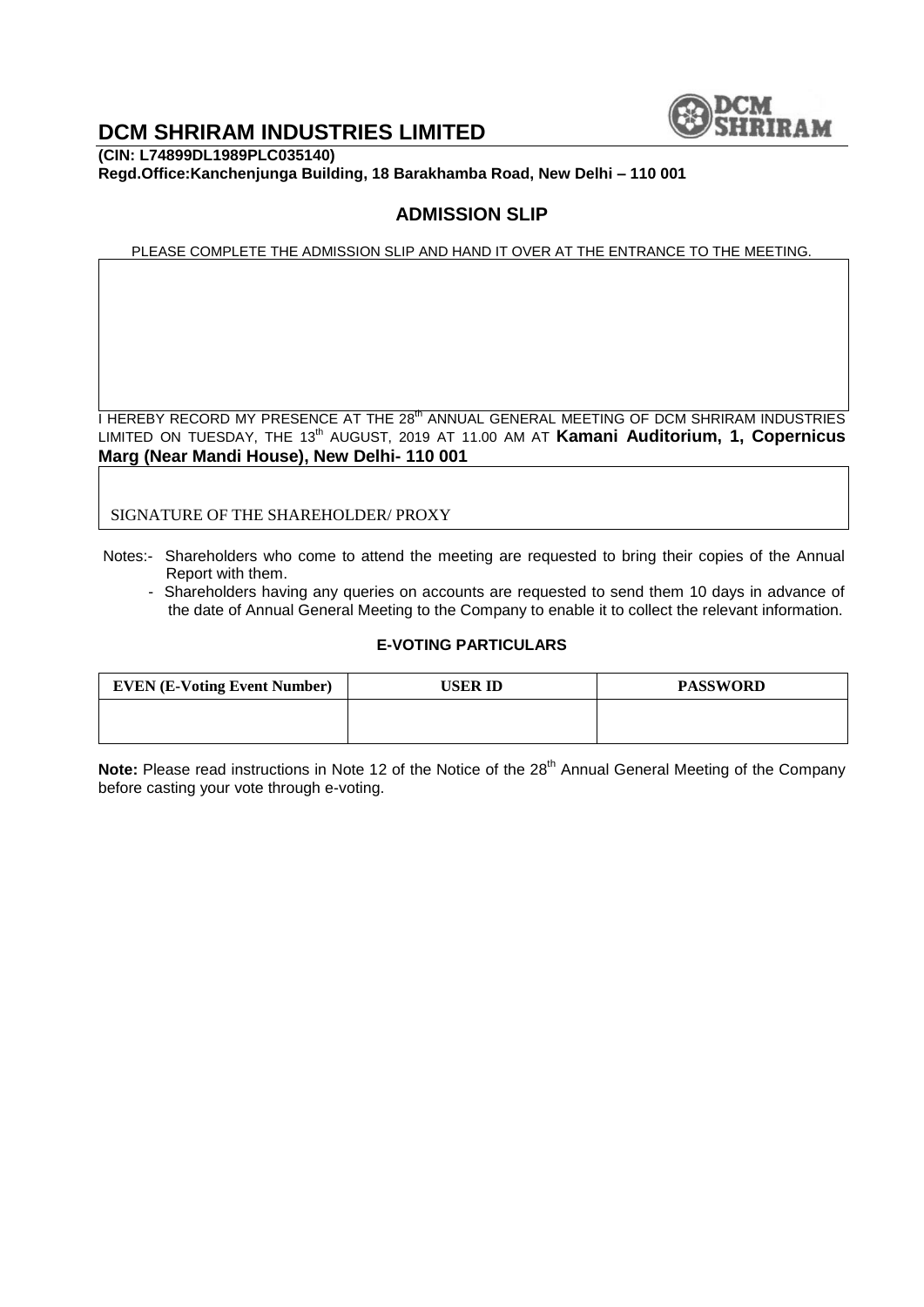# DCM SHRIRAM INDUSTRIES LIMITED

**(CIN: L74899DL1989PLC035140)**
**Regd.Office:Kanchenjunga Building, 18 Barakhamba Road, New Delhi – 110 001**

## ADMISSION SLIP

PLEASE COMPLETE THE ADMISSION SLIP AND HAND IT OVER AT THE ENTRANCE TO THE MEETING.

I HEREBY RECORD MY PRESENCE AT THE 28th ANNUAL GENERAL MEETING OF DCM SHRIRAM INDUSTRIES LIMITED ON TUESDAY, THE 13th AUGUST, 2019 AT 11.00 AM AT **Kamani Auditorium, 1, Copernicus Marg (Near Mandi House), New Delhi- 110 001**

SIGNATURE OF THE SHAREHOLDER/ PROXY

Notes:- Shareholders who come to attend the meeting are requested to bring their copies of the Annual Report with them.

- Shareholders having any queries on accounts are requested to send them 10 days in advance of the date of Annual General Meeting to the Company to enable it to collect the relevant information.

### E-VOTING PARTICULARS

| EVEN (E-Voting Event Number) | USER ID | PASSWORD |
|---|---|---|
| | | |

**Note:** Please read instructions in Note 12 of the Notice of the 28th Annual General Meeting of the Company before casting your vote through e-voting.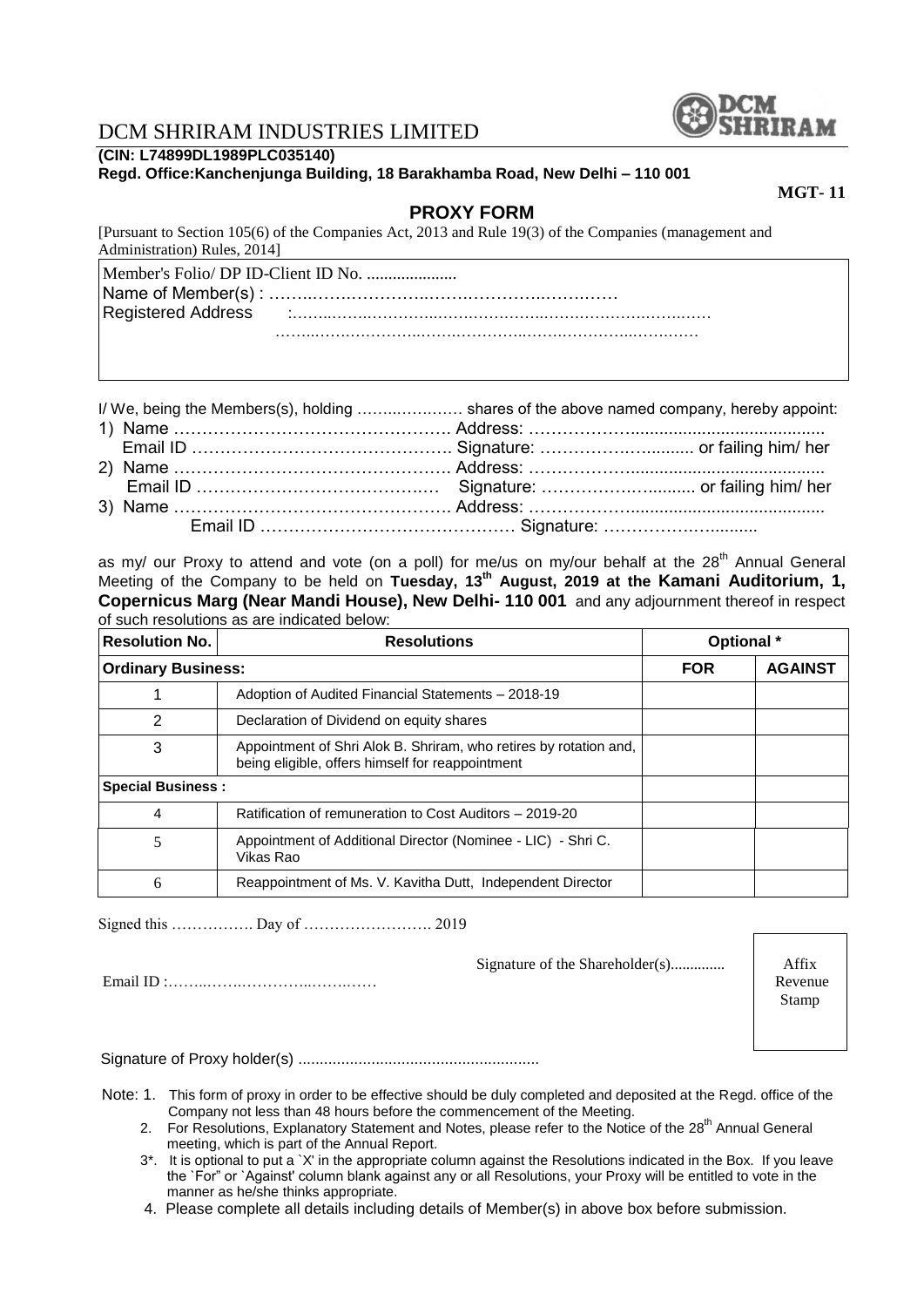# DCM SHRIRAM INDUSTRIES LIMITED

**(CIN: L74899DL1989PLC035140)**
**Regd. Office:Kanchenjunga Building, 18 Barakhamba Road, New Delhi – 110 001**

**MGT- 11**

## PROXY FORM

[Pursuant to Section 105(6) of the Companies Act, 2013 and Rule 19(3) of the Companies (management and Administration) Rules, 2014]

Member's Folio/ DP ID-Client ID No. ....................
Name of Member(s) : ………………………………………………………
Registered Address :……………………………………………………………………
……………………………………………………………………

I/ We, being the Members(s), holding ………………… shares of the above named company, hereby appoint:

1) Name …………………………………………. Address: ……………........................................
Email ID ………………………………………. Signature: ……………….......... or failing him/ her
2) Name …………………………………………. Address: ……………........................................
Email ID ……………………………………… Signature: ……………….......... or failing him/ her
3) Name …………………………………………. Address: ……………........................................
Email ID …………………………………… Signature: ……………….........

as my/ our Proxy to attend and vote (on a poll) for me/us on my/our behalf at the 28th Annual General Meeting of the Company to be held on **Tuesday, 13th August, 2019 at the Kamani Auditorium, 1, Copernicus Marg (Near Mandi House), New Delhi- 110 001** and any adjournment thereof in respect of such resolutions as are indicated below:

| Resolution No. | Resolutions | Optional * | |
|---|---|---|---|
| **Ordinary Business:** | | **FOR** | **AGAINST** |
| 1 | Adoption of Audited Financial Statements – 2018-19 | | |
| 2 | Declaration of Dividend on equity shares | | |
| 3 | Appointment of Shri Alok B. Shriram, who retires by rotation and, being eligible, offers himself for reappointment | | |
| **Special Business :** | | | |
| 4 | Ratification of remuneration to Cost Auditors – 2019-20 | | |
| 5 | Appointment of Additional Director (Nominee - LIC) - Shri C. Vikas Rao | | |
| 6 | Reappointment of Ms. V. Kavitha Dutt, Independent Director | | |

Signed this ……………. Day of ……………………. 2019

Email ID :……………………………………

Signature of the Shareholder(s).............

Affix Revenue Stamp

Signature of Proxy holder(s) .......................................................

Note:
1. This form of proxy in order to be effective should be duly completed and deposited at the Regd. office of the Company not less than 48 hours before the commencement of the Meeting.
2. For Resolutions, Explanatory Statement and Notes, please refer to the Notice of the 28th Annual General meeting, which is part of the Annual Report.
3*. It is optional to put a `X' in the appropriate column against the Resolutions indicated in the Box. If you leave the `For" or `Against' column blank against any or all Resolutions, your Proxy will be entitled to vote in the manner as he/she thinks appropriate.
4. Please complete all details including details of Member(s) in above box before submission.